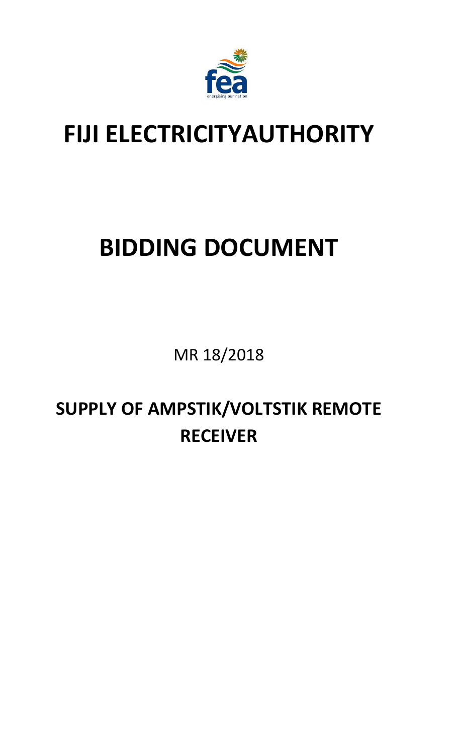# FIJI ELECTRICITYAUTHORITY

# BIDDING DOCUMENT

MR 18/2018

## SUPPLY OF AMPSTIK/VOLTSTIK REMOTE RECEIVER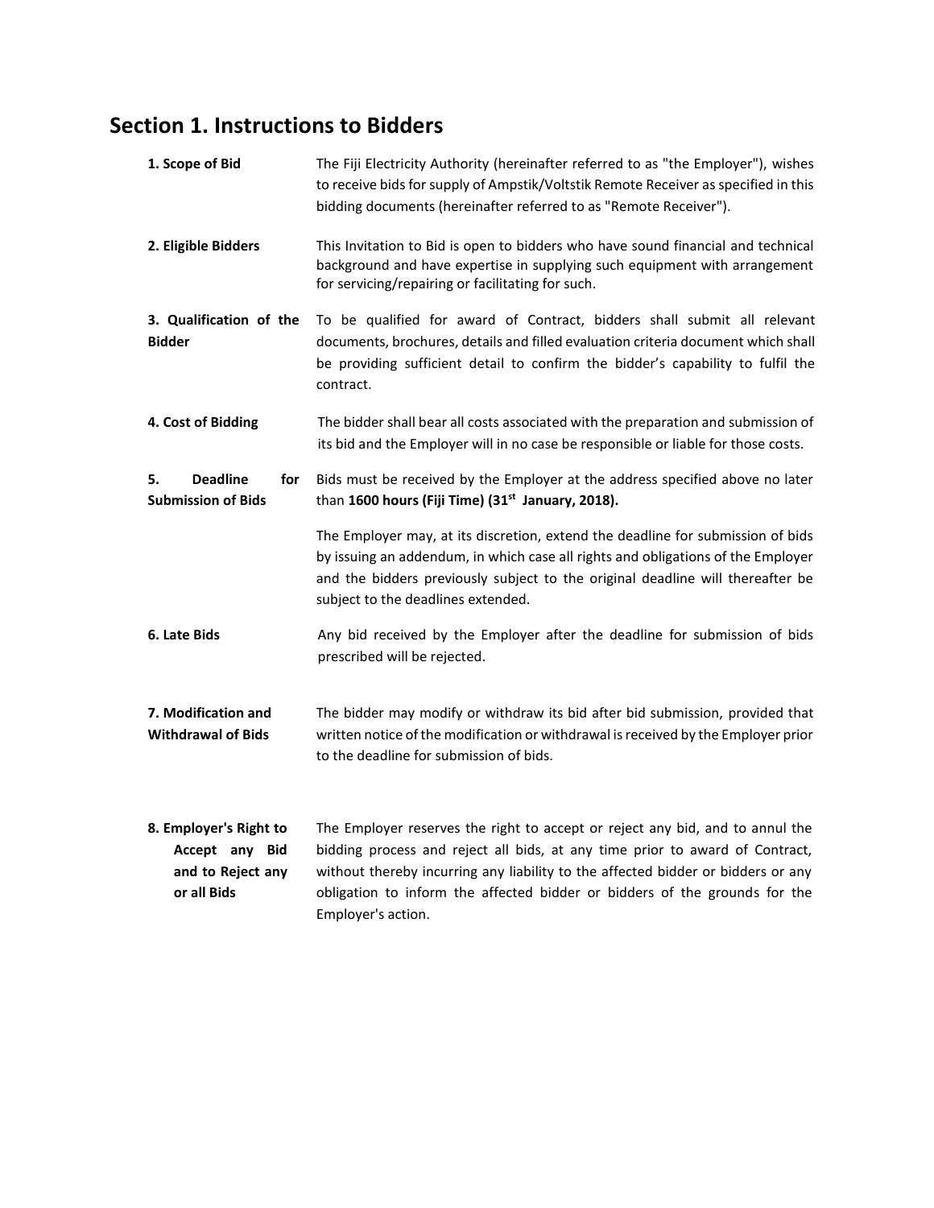## Section 1. Instructions to Bidders

| | |
|---|---|
| **1. Scope of Bid** | The Fiji Electricity Authority (hereinafter referred to as "the Employer"), wishes to receive bids for supply of Ampstik/Voltstik Remote Receiver as specified in this bidding documents (hereinafter referred to as "Remote Receiver"). |
| **2. Eligible Bidders** | This Invitation to Bid is open to bidders who have sound financial and technical background and have expertise in supplying such equipment with arrangement for servicing/repairing or facilitating for such. |
| **3. Qualification of the Bidder** | To be qualified for award of Contract, bidders shall submit all relevant documents, brochures, details and filled evaluation criteria document which shall be providing sufficient detail to confirm the bidder's capability to fulfil the contract. |
| **4. Cost of Bidding** | The bidder shall bear all costs associated with the preparation and submission of its bid and the Employer will in no case be responsible or liable for those costs. |
| **5. Deadline for Submission of Bids** | Bids must be received by the Employer at the address specified above no later than **1600 hours (Fiji Time) (31st January, 2018).**<br><br>The Employer may, at its discretion, extend the deadline for submission of bids by issuing an addendum, in which case all rights and obligations of the Employer and the bidders previously subject to the original deadline will thereafter be subject to the deadlines extended. |
| **6. Late Bids** | Any bid received by the Employer after the deadline for submission of bids prescribed will be rejected. |
| **7. Modification and Withdrawal of Bids** | The bidder may modify or withdraw its bid after bid submission, provided that written notice of the modification or withdrawal is received by the Employer prior to the deadline for submission of bids. |
| **8. Employer's Right to Accept any Bid and to Reject any or all Bids** | The Employer reserves the right to accept or reject any bid, and to annul the bidding process and reject all bids, at any time prior to award of Contract, without thereby incurring any liability to the affected bidder or bidders or any obligation to inform the affected bidder or bidders of the grounds for the Employer's action. |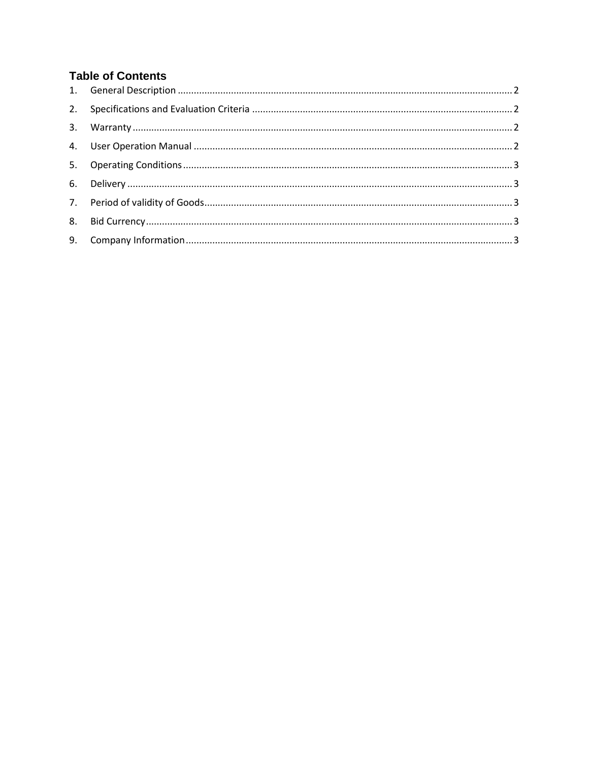## Table of Contents

1. General Description ........................................................................ 2
2. Specifications and Evaluation Criteria ........................................................................ 2
3. Warranty ........................................................................ 2
4. User Operation Manual ........................................................................ 2
5. Operating Conditions ........................................................................ 3
6. Delivery ........................................................................ 3
7. Period of validity of Goods ........................................................................ 3
8. Bid Currency ........................................................................ 3
9. Company Information ........................................................................ 3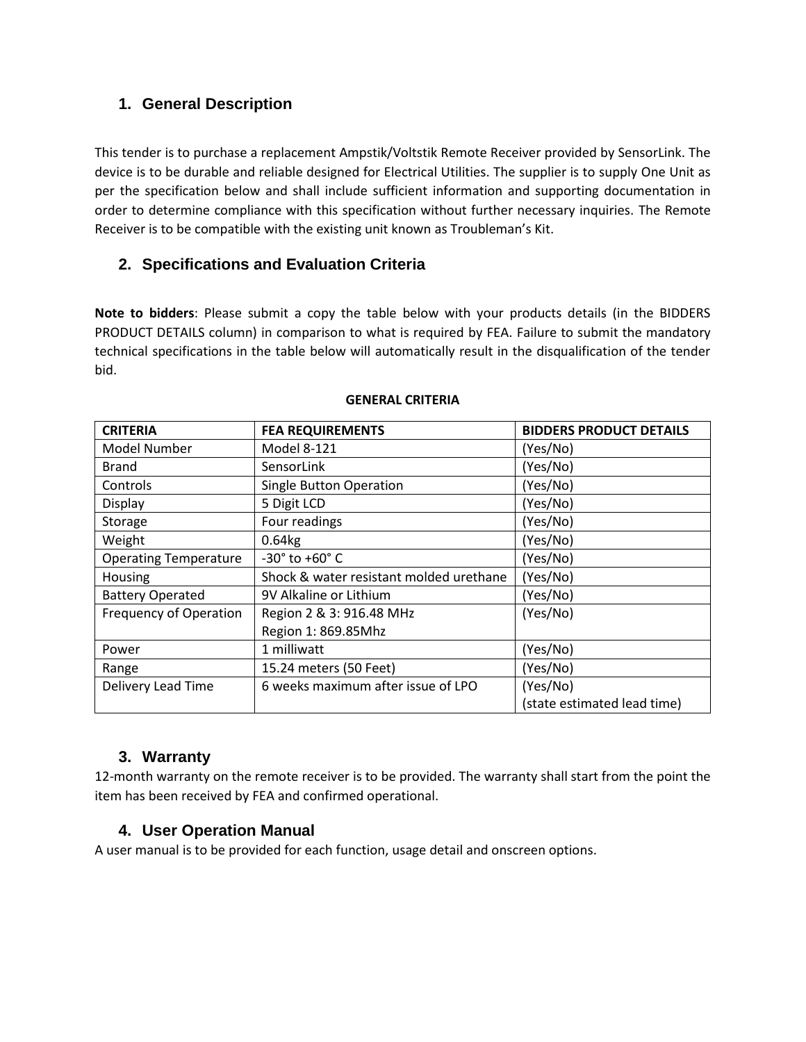## 1. General Description

This tender is to purchase a replacement Ampstik/Voltstik Remote Receiver provided by SensorLink. The device is to be durable and reliable designed for Electrical Utilities. The supplier is to supply One Unit as per the specification below and shall include sufficient information and supporting documentation in order to determine compliance with this specification without further necessary inquiries. The Remote Receiver is to be compatible with the existing unit known as Troubleman's Kit.

## 2. Specifications and Evaluation Criteria

**Note to bidders**: Please submit a copy the table below with your products details (in the BIDDERS PRODUCT DETAILS column) in comparison to what is required by FEA. Failure to submit the mandatory technical specifications in the table below will automatically result in the disqualification of the tender bid.

**GENERAL CRITERIA**

| CRITERIA | FEA REQUIREMENTS | BIDDERS PRODUCT DETAILS |
|---|---|---|
| Model Number | Model 8-121 | (Yes/No) |
| Brand | SensorLink | (Yes/No) |
| Controls | Single Button Operation | (Yes/No) |
| Display | 5 Digit LCD | (Yes/No) |
| Storage | Four readings | (Yes/No) |
| Weight | 0.64kg | (Yes/No) |
| Operating Temperature | -30° to +60° C | (Yes/No) |
| Housing | Shock & water resistant molded urethane | (Yes/No) |
| Battery Operated | 9V Alkaline or Lithium | (Yes/No) |
| Frequency of Operation | Region 2 & 3: 916.48 MHz<br>Region 1: 869.85Mhz | (Yes/No) |
| Power | 1 milliwatt | (Yes/No) |
| Range | 15.24 meters (50 Feet) | (Yes/No) |
| Delivery Lead Time | 6 weeks maximum after issue of LPO | (Yes/No)<br>(state estimated lead time) |

## 3. Warranty

12-month warranty on the remote receiver is to be provided. The warranty shall start from the point the item has been received by FEA and confirmed operational.

## 4. User Operation Manual

A user manual is to be provided for each function, usage detail and onscreen options.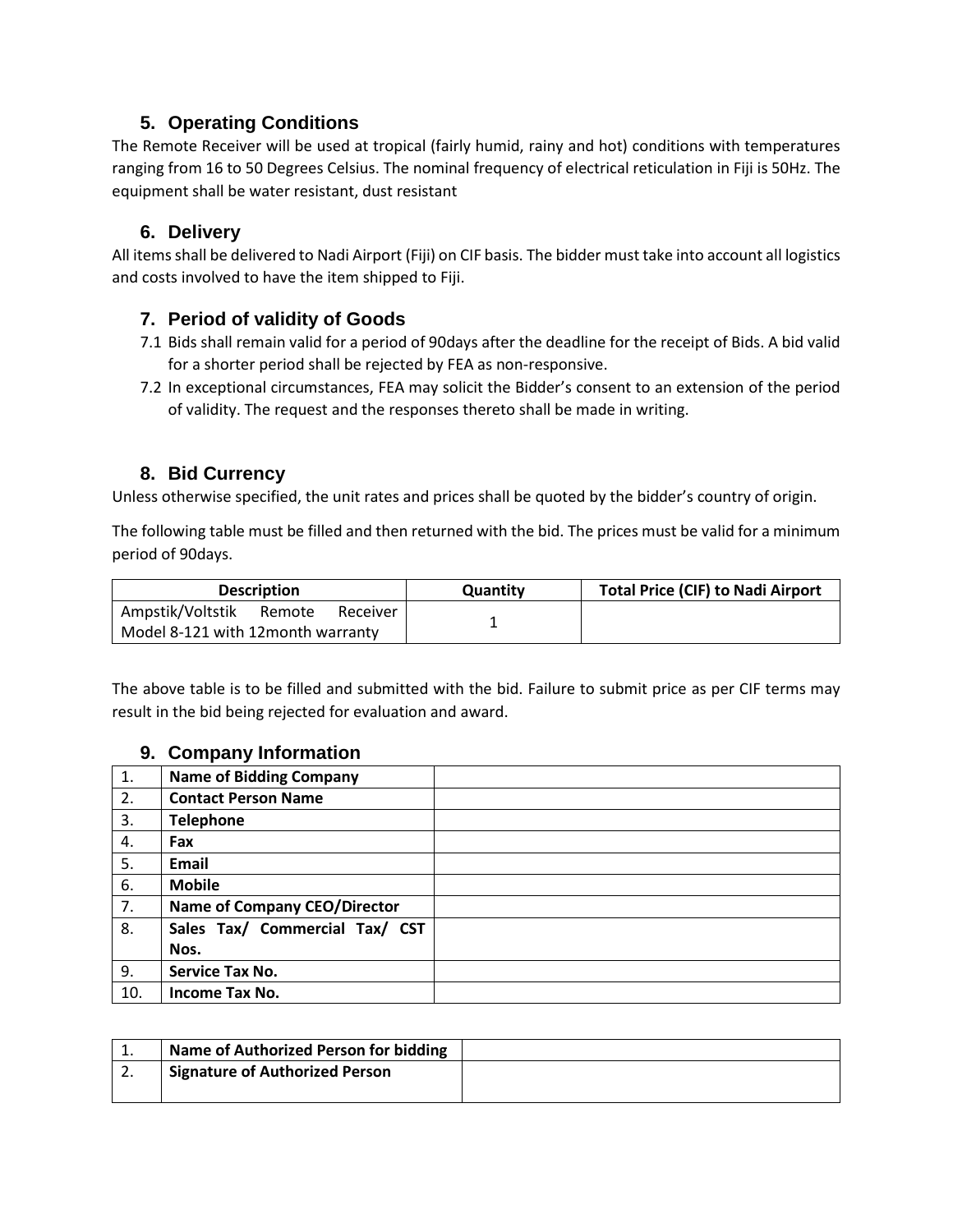## 5. Operating Conditions

The Remote Receiver will be used at tropical (fairly humid, rainy and hot) conditions with temperatures ranging from 16 to 50 Degrees Celsius. The nominal frequency of electrical reticulation in Fiji is 50Hz. The equipment shall be water resistant, dust resistant

## 6. Delivery

All items shall be delivered to Nadi Airport (Fiji) on CIF basis. The bidder must take into account all logistics and costs involved to have the item shipped to Fiji.

## 7. Period of validity of Goods

7.1 Bids shall remain valid for a period of 90days after the deadline for the receipt of Bids. A bid valid for a shorter period shall be rejected by FEA as non-responsive.

7.2 In exceptional circumstances, FEA may solicit the Bidder's consent to an extension of the period of validity. The request and the responses thereto shall be made in writing.

## 8. Bid Currency

Unless otherwise specified, the unit rates and prices shall be quoted by the bidder's country of origin.

The following table must be filled and then returned with the bid. The prices must be valid for a minimum period of 90days.

| Description | Quantity | Total Price (CIF) to Nadi Airport |
|---|---|---|
| Ampstik/Voltstik Remote Receiver Model 8-121 with 12month warranty | 1 | |

The above table is to be filled and submitted with the bid. Failure to submit price as per CIF terms may result in the bid being rejected for evaluation and award.

## 9. Company Information

| | | |
|---|---|---|
| 1. | **Name of Bidding Company** | |
| 2. | **Contact Person Name** | |
| 3. | **Telephone** | |
| 4. | **Fax** | |
| 5. | **Email** | |
| 6. | **Mobile** | |
| 7. | **Name of Company CEO/Director** | |
| 8. | **Sales Tax/ Commercial Tax/ CST Nos.** | |
| 9. | **Service Tax No.** | |
| 10. | **Income Tax No.** | |

| | | |
|---|---|---|
| 1. | **Name of Authorized Person for bidding** | |
| 2. | **Signature of Authorized Person** | |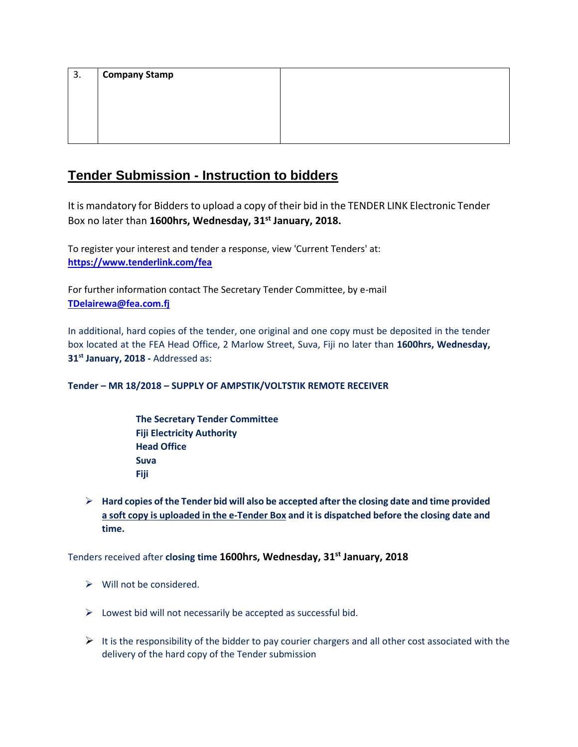| | | |
|---|---|---|
| 3. | **Company Stamp** | |

## Tender Submission - Instruction to bidders

It is mandatory for Bidders to upload a copy of their bid in the TENDER LINK Electronic Tender Box no later than **1600hrs, Wednesday, 31st January, 2018.**

To register your interest and tender a response, view 'Current Tenders' at:
**https://www.tenderlink.com/fea**

For further information contact The Secretary Tender Committee, by e-mail
**TDelairewa@fea.com.fj**

In additional, hard copies of the tender, one original and one copy must be deposited in the tender box located at the FEA Head Office, 2 Marlow Street, Suva, Fiji no later than **1600hrs, Wednesday, 31st January, 2018 -** Addressed as:

**Tender – MR 18/2018 – SUPPLY OF AMPSTIK/VOLTSTIK REMOTE RECEIVER**

**The Secretary Tender Committee**
**Fiji Electricity Authority**
**Head Office**
**Suva**
**Fiji**

- **Hard copies of the Tender bid will also be accepted after the closing date and time provided a soft copy is uploaded in the e-Tender Box and it is dispatched before the closing date and time.**

Tenders received after **closing time 1600hrs, Wednesday, 31st January, 2018**

- Will not be considered.
- Lowest bid will not necessarily be accepted as successful bid.
- It is the responsibility of the bidder to pay courier chargers and all other cost associated with the delivery of the hard copy of the Tender submission